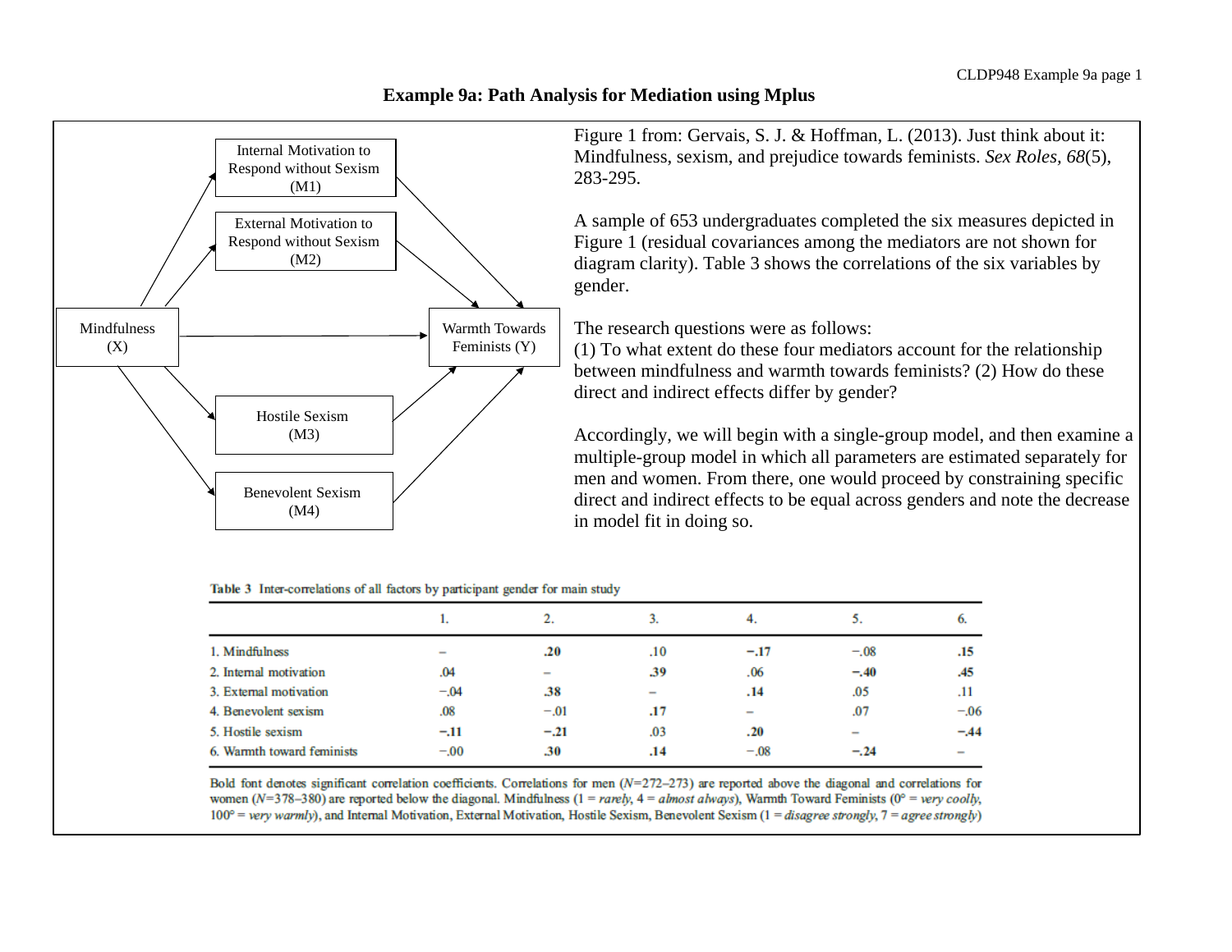# Example 9a: Path Analysis for Mediation using Mplus

Mindfulness (X)

Internal Motivation to Respond without Sexism (M1)

External Motivation to Respond without Sexism (M2)

Hostile Sexism (M3)

Benevolent Sexism (M4)

Warmth Towards Feminists (Y)

Figure 1 from: Gervais, S. J. & Hoffman, L. (2013). Just think about it: Mindfulness, sexism, and prejudice towards feminists. *Sex Roles, 68*(5), 283-295.

A sample of 653 undergraduates completed the six measures depicted in Figure 1 (residual covariances among the mediators are not shown for diagram clarity). Table 3 shows the correlations of the six variables by gender.

The research questions were as follows:
(1) To what extent do these four mediators account for the relationship between mindfulness and warmth towards feminists? (2) How do these direct and indirect effects differ by gender?

Accordingly, we will begin with a single-group model, and then examine a multiple-group model in which all parameters are estimated separately for men and women. From there, one would proceed by constraining specific direct and indirect effects to be equal across genders and note the decrease in model fit in doing so.

**Table 3** Inter-correlations of all factors by participant gender for main study

| | 1. | 2. | 3. | 4. | 5. | 6. |
|---|---|---|---|---|---|---|
| 1. Mindfulness | – | **.20** | .10 | **−.17** | −.08 | **.15** |
| 2. Internal motivation | .04 | – | **.39** | .06 | **−.40** | **.45** |
| 3. External motivation | −.04 | **.38** | – | **.14** | .05 | .11 |
| 4. Benevolent sexism | .08 | −.01 | **.17** | – | .07 | −.06 |
| 5. Hostile sexism | **−.11** | **−.21** | .03 | **.20** | – | **−.44** |
| 6. Warmth toward feminists | −.00 | **.30** | **.14** | −.08 | **−.24** | – |

Bold font denotes significant correlation coefficients. Correlations for men ($N$=272–273) are reported above the diagonal and correlations for women ($N$=378–380) are reported below the diagonal. Mindfulness (1 = *rarely*, 4 = *almost always*), Warmth Toward Feminists (0° = *very coolly*, 100° = *very warmly*), and Internal Motivation, External Motivation, Hostile Sexism, Benevolent Sexism (1 = *disagree strongly*, 7 = *agree strongly*)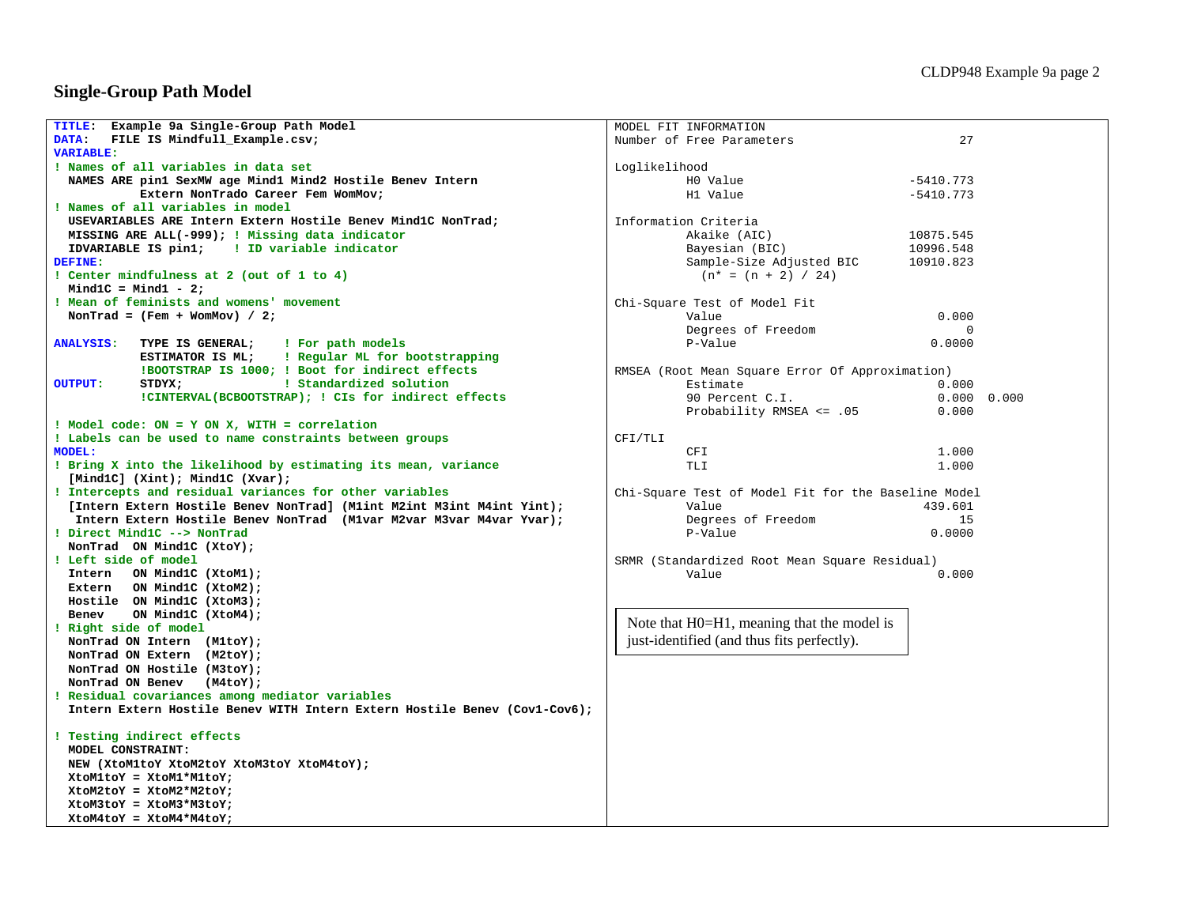## Single-Group Path Model

```
TITLE:  Example 9a Single-Group Path Model
DATA:   FILE IS Mindfull_Example.csv;
VARIABLE:
! Names of all variables in data set
  NAMES ARE pin1 SexMW age Mind1 Mind2 Hostile Benev Intern
            Extern NonTrado Career Fem WomMov;
! Names of all variables in model
  USEVARIABLES ARE Intern Extern Hostile Benev Mind1C NonTrad;
  MISSING ARE ALL(-999); ! Missing data indicator
  IDVARIABLE IS pin1;    ! ID variable indicator
DEFINE:
! Center mindfulness at 2 (out of 1 to 4)
  Mind1C = Mind1 - 2;
! Mean of feminists and womens' movement
  NonTrad = (Fem + WomMov) / 2;

ANALYSIS:   TYPE IS GENERAL;    ! For path models
            ESTIMATOR IS ML;    ! Regular ML for bootstrapping
            !BOOTSTRAP IS 1000; ! Boot for indirect effects
OUTPUT:     STDYX;              ! Standardized solution
            !CINTERVAL(BCBOOTSTRAP); ! CIs for indirect effects

! Model code: ON = Y ON X, WITH = correlation
! Labels can be used to name constraints between groups
MODEL:
! Bring X into the likelihood by estimating its mean, variance
  [Mind1C] (Xint); Mind1C (Xvar);
! Intercepts and residual variances for other variables
  [Intern Extern Hostile Benev NonTrad] (M1int M2int M3int M4int Yint);
   Intern Extern Hostile Benev NonTrad  (M1var M2var M3var M4var Yvar);
! Direct Mind1C --> NonTrad
  NonTrad  ON Mind1C (XtoY);
! Left side of model
  Intern   ON Mind1C (XtoM1);
  Extern   ON Mind1C (XtoM2);
  Hostile  ON Mind1C (XtoM3);
  Benev    ON Mind1C (XtoM4);
! Right side of model
  NonTrad ON Intern  (M1toY);
  NonTrad ON Extern  (M2toY);
  NonTrad ON Hostile (M3toY);
  NonTrad ON Benev   (M4toY);
! Residual covariances among mediator variables
  Intern Extern Hostile Benev WITH Intern Extern Hostile Benev (Cov1-Cov6);

! Testing indirect effects
  MODEL CONSTRAINT:
  NEW (XtoM1toY XtoM2toY XtoM3toY XtoM4toY);
  XtoM1toY = XtoM1*M1toY;
  XtoM2toY = XtoM2*M2toY;
  XtoM3toY = XtoM3*M3toY;
  XtoM4toY = XtoM4*M4toY;
```

```
MODEL FIT INFORMATION
Number of Free Parameters                       27

Loglikelihood
          H0 Value                       -5410.773
          H1 Value                       -5410.773

Information Criteria
          Akaike (AIC)                   10875.545
          Bayesian (BIC)                 10996.548
          Sample-Size Adjusted BIC       10910.823
            (n* = (n + 2) / 24)

Chi-Square Test of Model Fit
          Value                              0.000
          Degrees of Freedom                     0
          P-Value                           0.0000

RMSEA (Root Mean Square Error Of Approximation)
          Estimate                           0.000
          90 Percent C.I.                    0.000  0.000
          Probability RMSEA <= .05           0.000

CFI/TLI
          CFI                                1.000
          TLI                                1.000

Chi-Square Test of Model Fit for the Baseline Model
          Value                            439.601
          Degrees of Freedom                    15
          P-Value                           0.0000

SRMR (Standardized Root Mean Square Residual)
          Value                              0.000
```

Note that H0=H1, meaning that the model is just-identified (and thus fits perfectly).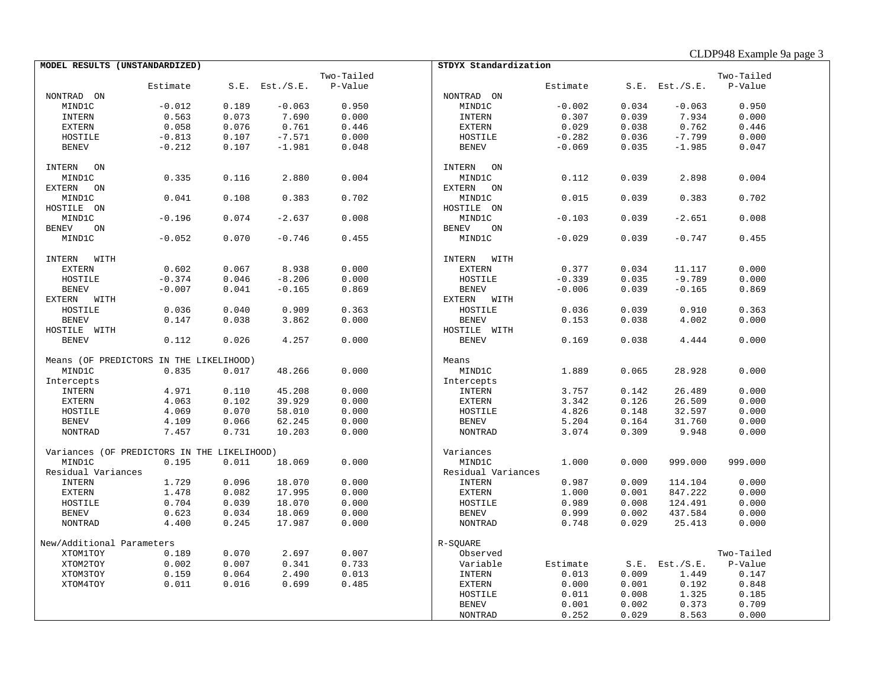**MODEL RESULTS (UNSTANDARDIZED)**

| | Estimate | S.E. | Est./S.E. | Two-Tailed P-Value |
|---|---|---|---|---|
| NONTRAD ON | | | | |
| MIND1C | -0.012 | 0.189 | -0.063 | 0.950 |
| INTERN | 0.563 | 0.073 | 7.690 | 0.000 |
| EXTERN | 0.058 | 0.076 | 0.761 | 0.446 |
| HOSTILE | -0.813 | 0.107 | -7.571 | 0.000 |
| BENEV | -0.212 | 0.107 | -1.981 | 0.048 |
| INTERN ON | | | | |
| MIND1C | 0.335 | 0.116 | 2.880 | 0.004 |
| EXTERN ON | | | | |
| MIND1C | 0.041 | 0.108 | 0.383 | 0.702 |
| HOSTILE ON | | | | |
| MIND1C | -0.196 | 0.074 | -2.637 | 0.008 |
| BENEV ON | | | | |
| MIND1C | -0.052 | 0.070 | -0.746 | 0.455 |
| INTERN WITH | | | | |
| EXTERN | 0.602 | 0.067 | 8.938 | 0.000 |
| HOSTILE | -0.374 | 0.046 | -8.206 | 0.000 |
| BENEV | -0.007 | 0.041 | -0.165 | 0.869 |
| EXTERN WITH | | | | |
| HOSTILE | 0.036 | 0.040 | 0.909 | 0.363 |
| BENEV | 0.147 | 0.038 | 3.862 | 0.000 |
| HOSTILE WITH | | | | |
| BENEV | 0.112 | 0.026 | 4.257 | 0.000 |
| Means (OF PREDICTORS IN THE LIKELIHOOD) | | | | |
| MIND1C | 0.835 | 0.017 | 48.266 | 0.000 |
| Intercepts | | | | |
| INTERN | 4.971 | 0.110 | 45.208 | 0.000 |
| EXTERN | 4.063 | 0.102 | 39.929 | 0.000 |
| HOSTILE | 4.069 | 0.070 | 58.010 | 0.000 |
| BENEV | 4.109 | 0.066 | 62.245 | 0.000 |
| NONTRAD | 7.457 | 0.731 | 10.203 | 0.000 |
| Variances (OF PREDICTORS IN THE LIKELIHOOD) | | | | |
| MIND1C | 0.195 | 0.011 | 18.069 | 0.000 |
| Residual Variances | | | | |
| INTERN | 1.729 | 0.096 | 18.070 | 0.000 |
| EXTERN | 1.478 | 0.082 | 17.995 | 0.000 |
| HOSTILE | 0.704 | 0.039 | 18.070 | 0.000 |
| BENEV | 0.623 | 0.034 | 18.069 | 0.000 |
| NONTRAD | 4.400 | 0.245 | 17.987 | 0.000 |
| New/Additional Parameters | | | | |
| XTOM1TOY | 0.189 | 0.070 | 2.697 | 0.007 |
| XTOM2TOY | 0.002 | 0.007 | 0.341 | 0.733 |
| XTOM3TOY | 0.159 | 0.064 | 2.490 | 0.013 |
| XTOM4TOY | 0.011 | 0.016 | 0.699 | 0.485 |

**STDYX Standardization**

| | Estimate | S.E. | Est./S.E. | Two-Tailed P-Value |
|---|---|---|---|---|
| NONTRAD ON | | | | |
| MIND1C | -0.002 | 0.034 | -0.063 | 0.950 |
| INTERN | 0.307 | 0.039 | 7.934 | 0.000 |
| EXTERN | 0.029 | 0.038 | 0.762 | 0.446 |
| HOSTILE | -0.282 | 0.036 | -7.799 | 0.000 |
| BENEV | -0.069 | 0.035 | -1.985 | 0.047 |
| INTERN ON | | | | |
| MIND1C | 0.112 | 0.039 | 2.898 | 0.004 |
| EXTERN ON | | | | |
| MIND1C | 0.015 | 0.039 | 0.383 | 0.702 |
| HOSTILE ON | | | | |
| MIND1C | -0.103 | 0.039 | -2.651 | 0.008 |
| BENEV ON | | | | |
| MIND1C | -0.029 | 0.039 | -0.747 | 0.455 |
| INTERN WITH | | | | |
| EXTERN | 0.377 | 0.034 | 11.117 | 0.000 |
| HOSTILE | -0.339 | 0.035 | -9.789 | 0.000 |
| BENEV | -0.006 | 0.039 | -0.165 | 0.869 |
| EXTERN WITH | | | | |
| HOSTILE | 0.036 | 0.039 | 0.910 | 0.363 |
| BENEV | 0.153 | 0.038 | 4.002 | 0.000 |
| HOSTILE WITH | | | | |
| BENEV | 0.169 | 0.038 | 4.444 | 0.000 |
| Means | | | | |
| MIND1C | 1.889 | 0.065 | 28.928 | 0.000 |
| Intercepts | | | | |
| INTERN | 3.757 | 0.142 | 26.489 | 0.000 |
| EXTERN | 3.342 | 0.126 | 26.509 | 0.000 |
| HOSTILE | 4.826 | 0.148 | 32.597 | 0.000 |
| BENEV | 5.204 | 0.164 | 31.760 | 0.000 |
| NONTRAD | 3.074 | 0.309 | 9.948 | 0.000 |
| Variances | | | | |
| MIND1C | 1.000 | 0.000 | 999.000 | 999.000 |
| Residual Variances | | | | |
| INTERN | 0.987 | 0.009 | 114.104 | 0.000 |
| EXTERN | 1.000 | 0.001 | 847.222 | 0.000 |
| HOSTILE | 0.989 | 0.008 | 124.491 | 0.000 |
| BENEV | 0.999 | 0.002 | 437.584 | 0.000 |
| NONTRAD | 0.748 | 0.029 | 25.413 | 0.000 |

R-SQUARE

| Observed Variable | Estimate | S.E. | Est./S.E. | Two-Tailed P-Value |
|---|---|---|---|---|
| INTERN | 0.013 | 0.009 | 1.449 | 0.147 |
| EXTERN | 0.000 | 0.001 | 0.192 | 0.848 |
| HOSTILE | 0.011 | 0.008 | 1.325 | 0.185 |
| BENEV | 0.001 | 0.002 | 0.373 | 0.709 |
| NONTRAD | 0.252 | 0.029 | 8.563 | 0.000 |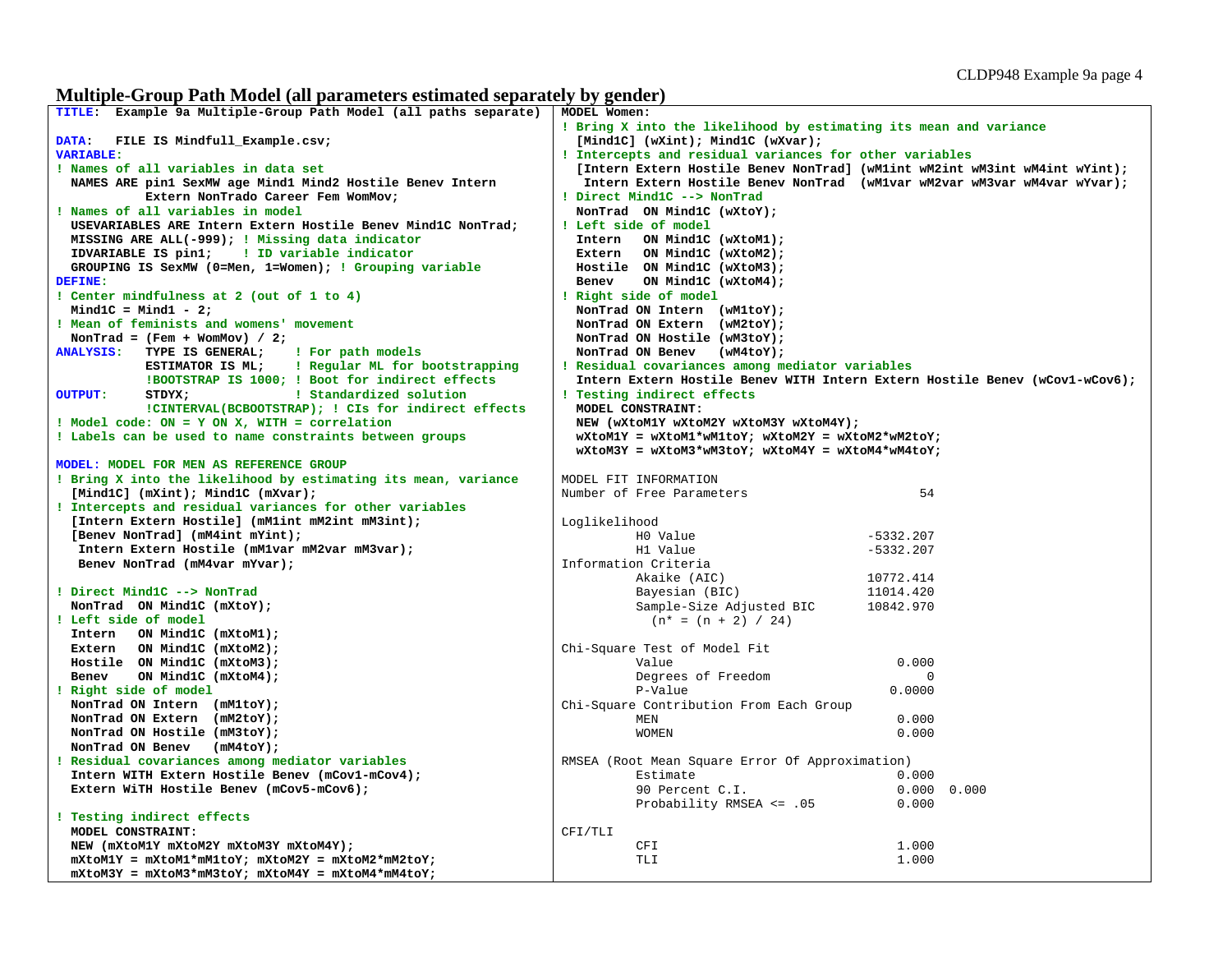## Multiple-Group Path Model (all parameters estimated separately by gender)

```
TITLE:  Example 9a Multiple-Group Path Model (all paths separate)

DATA:   FILE IS Mindfull_Example.csv;
VARIABLE:
! Names of all variables in data set
  NAMES ARE pin1 SexMW age Mind1 Mind2 Hostile Benev Intern
            Extern NonTrado Career Fem WomMov;
! Names of all variables in model
  USEVARIABLES ARE Intern Extern Hostile Benev Mind1C NonTrad;
  MISSING ARE ALL(-999); ! Missing data indicator
  IDVARIABLE IS pin1;    ! ID variable indicator
  GROUPING IS SexMW (0=Men, 1=Women); ! Grouping variable
DEFINE:
! Center mindfulness at 2 (out of 1 to 4)
  Mind1C = Mind1 - 2;
! Mean of feminists and womens' movement
  NonTrad = (Fem + WomMov) / 2;
ANALYSIS:   TYPE IS GENERAL;    ! For path models
            ESTIMATOR IS ML;    ! Regular ML for bootstrapping
            !BOOTSTRAP IS 1000; ! Boot for indirect effects
OUTPUT:     STDYX;              ! Standardized solution
            !CINTERVAL(BCBOOTSTRAP); ! CIs for indirect effects
! Model code: ON = Y ON X, WITH = correlation
! Labels can be used to name constraints between groups

MODEL: MODEL FOR MEN AS REFERENCE GROUP
! Bring X into the likelihood by estimating its mean, variance
  [Mind1C] (mXint); Mind1C (mXvar);
! Intercepts and residual variances for other variables
  [Intern Extern Hostile] (mM1int mM2int mM3int);
  [Benev NonTrad] (mM4int mYint);
   Intern Extern Hostile (mM1var mM2var mM3var);
   Benev NonTrad (mM4var mYvar);

! Direct Mind1C --> NonTrad
  NonTrad  ON Mind1C (mXtoY);
! Left side of model
  Intern   ON Mind1C (mXtoM1);
  Extern   ON Mind1C (mXtoM2);
  Hostile  ON Mind1C (mXtoM3);
  Benev    ON Mind1C (mXtoM4);
! Right side of model
  NonTrad ON Intern  (mM1toY);
  NonTrad ON Extern  (mM2toY);
  NonTrad ON Hostile (mM3toY);
  NonTrad ON Benev   (mM4toY);
! Residual covariances among mediator variables
  Intern WITH Extern Hostile Benev (mCov1-mCov4);
  Extern WiTH Hostile Benev (mCov5-mCov6);

! Testing indirect effects
  MODEL CONSTRAINT:
  NEW (mXtoM1Y mXtoM2Y mXtoM3Y mXtoM4Y);
  mXtoM1Y = mXtoM1*mM1toY; mXtoM2Y = mXtoM2*mM2toY;
  mXtoM3Y = mXtoM3*mM3toY; mXtoM4Y = mXtoM4*mM4toY;
```

```
MODEL Women:
! Bring X into the likelihood by estimating its mean and variance
  [Mind1C] (wXint); Mind1C (wXvar);
! Intercepts and residual variances for other variables
  [Intern Extern Hostile Benev NonTrad] (wM1int wM2int wM3int wM4int wYint);
   Intern Extern Hostile Benev NonTrad  (wM1var wM2var wM3var wM4var wYvar);
! Direct Mind1C --> NonTrad
  NonTrad  ON Mind1C (wXtoY);
! Left side of model
  Intern   ON Mind1C (wXtoM1);
  Extern   ON Mind1C (wXtoM2);
  Hostile  ON Mind1C (wXtoM3);
  Benev    ON Mind1C (wXtoM4);
! Right side of model
  NonTrad ON Intern  (wM1toY);
  NonTrad ON Extern  (wM2toY);
  NonTrad ON Hostile (wM3toY);
  NonTrad ON Benev   (wM4toY);
! Residual covariances among mediator variables
  Intern Extern Hostile Benev WITH Intern Extern Hostile Benev (wCov1-wCov6);
! Testing indirect effects
  MODEL CONSTRAINT:
  NEW (wXtoM1Y wXtoM2Y wXtoM3Y wXtoM4Y);
  wXtoM1Y = wXtoM1*wM1toY; wXtoM2Y = wXtoM2*wM2toY;
  wXtoM3Y = wXtoM3*wM3toY; wXtoM4Y = wXtoM4*wM4toY;
```

```
MODEL FIT INFORMATION
Number of Free Parameters                       54

Loglikelihood
          H0 Value                       -5332.207
          H1 Value                       -5332.207
Information Criteria
          Akaike (AIC)                   10772.414
          Bayesian (BIC)                 11014.420
          Sample-Size Adjusted BIC       10842.970
            (n* = (n + 2) / 24)

Chi-Square Test of Model Fit
          Value                              0.000
          Degrees of Freedom                     0
          P-Value                           0.0000
Chi-Square Contribution From Each Group
          MEN                                0.000
          WOMEN                              0.000

RMSEA (Root Mean Square Error Of Approximation)
          Estimate                           0.000
          90 Percent C.I.                    0.000  0.000
          Probability RMSEA <= .05           0.000

CFI/TLI
          CFI                                1.000
          TLI                                1.000
```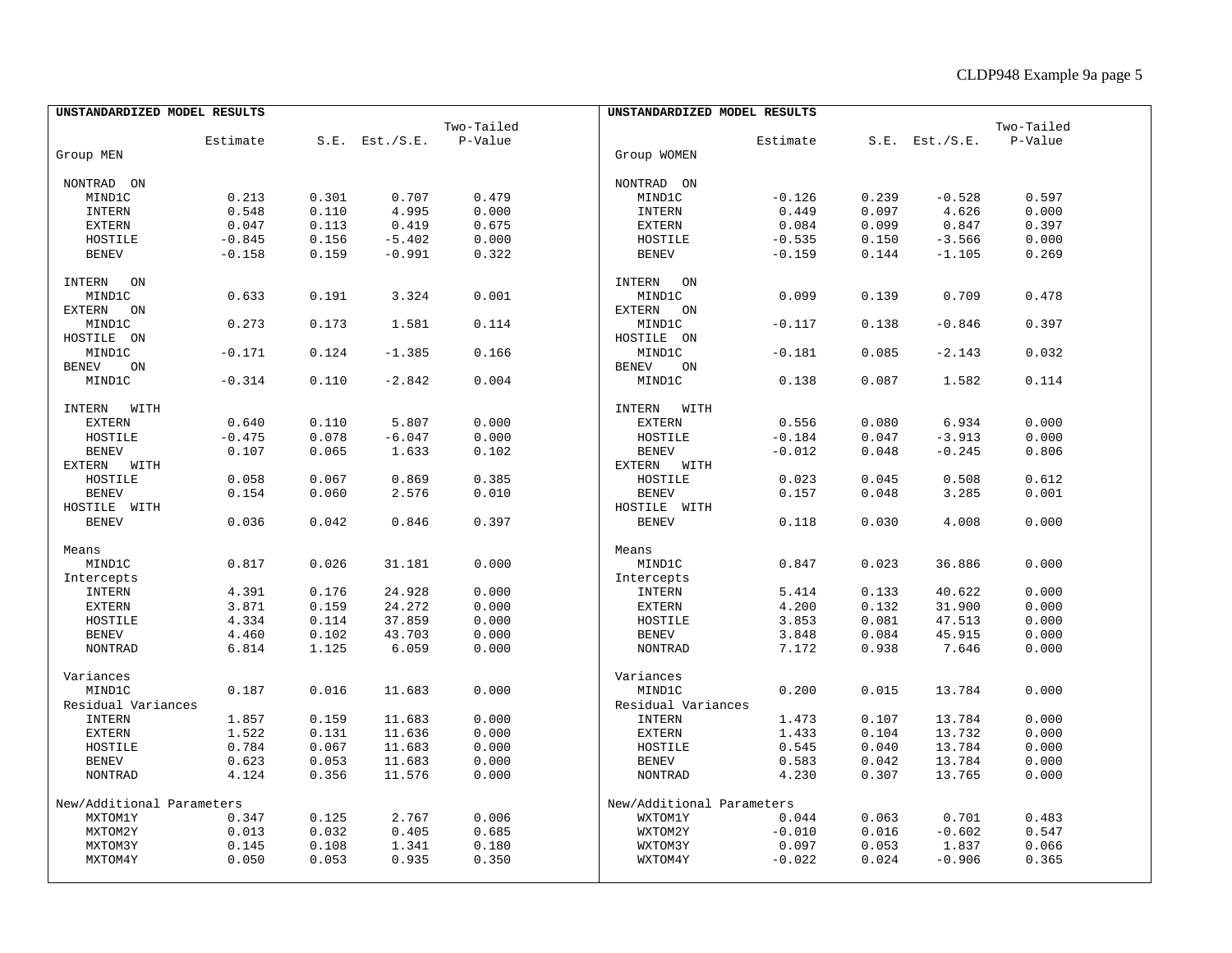**UNSTANDARDIZED MODEL RESULTS**

| | Estimate | S.E. | Est./S.E. | Two-Tailed P-Value |
|---|---|---|---|---|
| **Group MEN** | | | | |
| NONTRAD ON | | | | |
| MIND1C | 0.213 | 0.301 | 0.707 | 0.479 |
| INTERN | 0.548 | 0.110 | 4.995 | 0.000 |
| EXTERN | 0.047 | 0.113 | 0.419 | 0.675 |
| HOSTILE | -0.845 | 0.156 | -5.402 | 0.000 |
| BENEV | -0.158 | 0.159 | -0.991 | 0.322 |
| INTERN ON | | | | |
| MIND1C | 0.633 | 0.191 | 3.324 | 0.001 |
| EXTERN ON | | | | |
| MIND1C | 0.273 | 0.173 | 1.581 | 0.114 |
| HOSTILE ON | | | | |
| MIND1C | -0.171 | 0.124 | -1.385 | 0.166 |
| BENEV ON | | | | |
| MIND1C | -0.314 | 0.110 | -2.842 | 0.004 |
| INTERN WITH | | | | |
| EXTERN | 0.640 | 0.110 | 5.807 | 0.000 |
| HOSTILE | -0.475 | 0.078 | -6.047 | 0.000 |
| BENEV | 0.107 | 0.065 | 1.633 | 0.102 |
| EXTERN WITH | | | | |
| HOSTILE | 0.058 | 0.067 | 0.869 | 0.385 |
| BENEV | 0.154 | 0.060 | 2.576 | 0.010 |
| HOSTILE WITH | | | | |
| BENEV | 0.036 | 0.042 | 0.846 | 0.397 |
| Means | | | | |
| MIND1C | 0.817 | 0.026 | 31.181 | 0.000 |
| Intercepts | | | | |
| INTERN | 4.391 | 0.176 | 24.928 | 0.000 |
| EXTERN | 3.871 | 0.159 | 24.272 | 0.000 |
| HOSTILE | 4.334 | 0.114 | 37.859 | 0.000 |
| BENEV | 4.460 | 0.102 | 43.703 | 0.000 |
| NONTRAD | 6.814 | 1.125 | 6.059 | 0.000 |
| Variances | | | | |
| MIND1C | 0.187 | 0.016 | 11.683 | 0.000 |
| Residual Variances | | | | |
| INTERN | 1.857 | 0.159 | 11.683 | 0.000 |
| EXTERN | 1.522 | 0.131 | 11.636 | 0.000 |
| HOSTILE | 0.784 | 0.067 | 11.683 | 0.000 |
| BENEV | 0.623 | 0.053 | 11.683 | 0.000 |
| NONTRAD | 4.124 | 0.356 | 11.576 | 0.000 |
| New/Additional Parameters | | | | |
| MXTOM1Y | 0.347 | 0.125 | 2.767 | 0.006 |
| MXTOM2Y | 0.013 | 0.032 | 0.405 | 0.685 |
| MXTOM3Y | 0.145 | 0.108 | 1.341 | 0.180 |
| MXTOM4Y | 0.050 | 0.053 | 0.935 | 0.350 |

**UNSTANDARDIZED MODEL RESULTS**

| | Estimate | S.E. | Est./S.E. | Two-Tailed P-Value |
|---|---|---|---|---|
| **Group WOMEN** | | | | |
| NONTRAD ON | | | | |
| MIND1C | -0.126 | 0.239 | -0.528 | 0.597 |
| INTERN | 0.449 | 0.097 | 4.626 | 0.000 |
| EXTERN | 0.084 | 0.099 | 0.847 | 0.397 |
| HOSTILE | -0.535 | 0.150 | -3.566 | 0.000 |
| BENEV | -0.159 | 0.144 | -1.105 | 0.269 |
| INTERN ON | | | | |
| MIND1C | 0.099 | 0.139 | 0.709 | 0.478 |
| EXTERN ON | | | | |
| MIND1C | -0.117 | 0.138 | -0.846 | 0.397 |
| HOSTILE ON | | | | |
| MIND1C | -0.181 | 0.085 | -2.143 | 0.032 |
| BENEV ON | | | | |
| MIND1C | 0.138 | 0.087 | 1.582 | 0.114 |
| INTERN WITH | | | | |
| EXTERN | 0.556 | 0.080 | 6.934 | 0.000 |
| HOSTILE | -0.184 | 0.047 | -3.913 | 0.000 |
| BENEV | -0.012 | 0.048 | -0.245 | 0.806 |
| EXTERN WITH | | | | |
| HOSTILE | 0.023 | 0.045 | 0.508 | 0.612 |
| BENEV | 0.157 | 0.048 | 3.285 | 0.001 |
| HOSTILE WITH | | | | |
| BENEV | 0.118 | 0.030 | 4.008 | 0.000 |
| Means | | | | |
| MIND1C | 0.847 | 0.023 | 36.886 | 0.000 |
| Intercepts | | | | |
| INTERN | 5.414 | 0.133 | 40.622 | 0.000 |
| EXTERN | 4.200 | 0.132 | 31.900 | 0.000 |
| HOSTILE | 3.853 | 0.081 | 47.513 | 0.000 |
| BENEV | 3.848 | 0.084 | 45.915 | 0.000 |
| NONTRAD | 7.172 | 0.938 | 7.646 | 0.000 |
| Variances | | | | |
| MIND1C | 0.200 | 0.015 | 13.784 | 0.000 |
| Residual Variances | | | | |
| INTERN | 1.473 | 0.107 | 13.784 | 0.000 |
| EXTERN | 1.433 | 0.104 | 13.732 | 0.000 |
| HOSTILE | 0.545 | 0.040 | 13.784 | 0.000 |
| BENEV | 0.583 | 0.042 | 13.784 | 0.000 |
| NONTRAD | 4.230 | 0.307 | 13.765 | 0.000 |
| New/Additional Parameters | | | | |
| WXTOM1Y | 0.044 | 0.063 | 0.701 | 0.483 |
| WXTOM2Y | -0.010 | 0.016 | -0.602 | 0.547 |
| WXTOM3Y | 0.097 | 0.053 | 1.837 | 0.066 |
| WXTOM4Y | -0.022 | 0.024 | -0.906 | 0.365 |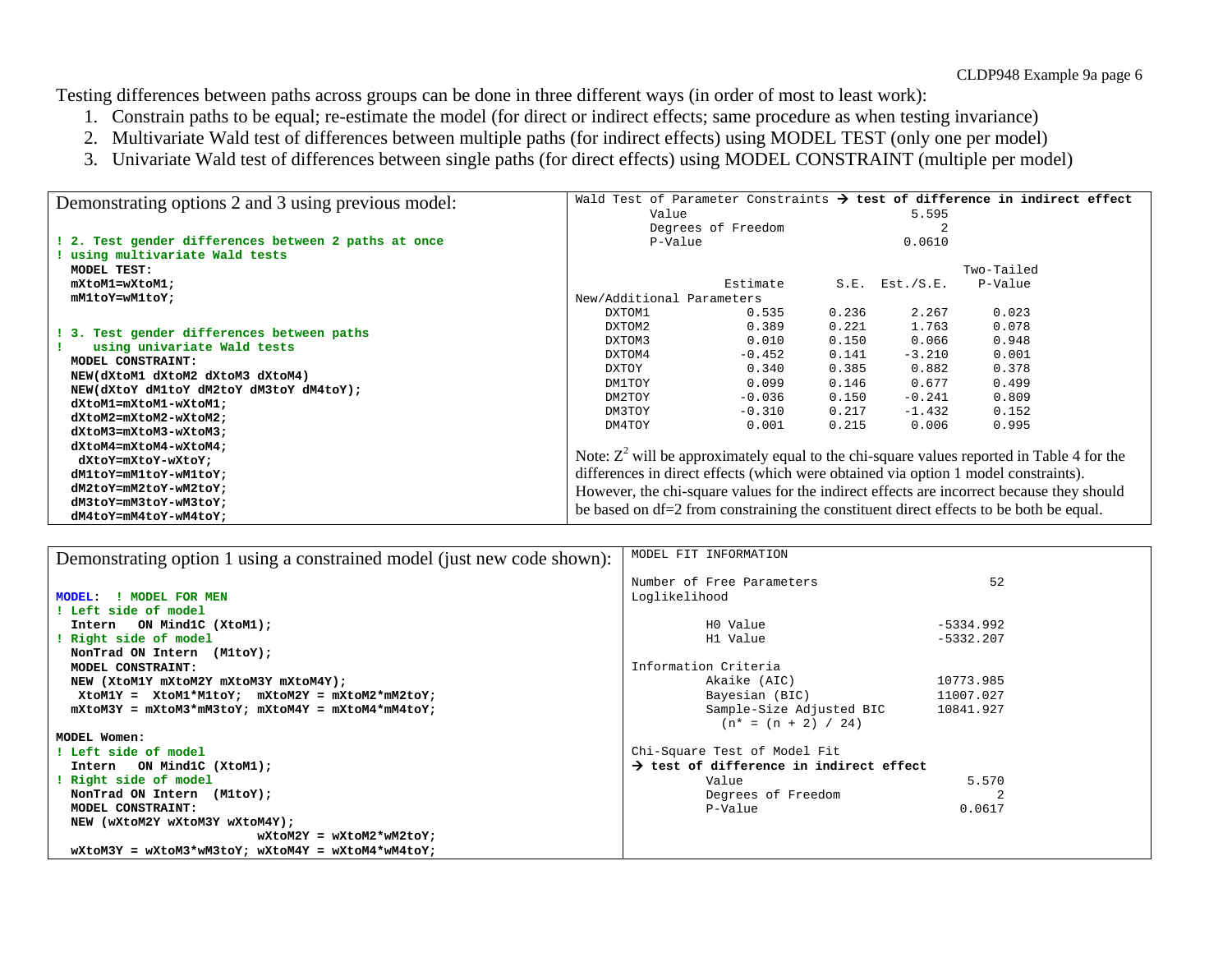Testing differences between paths across groups can be done in three different ways (in order of most to least work):

1. Constrain paths to be equal; re-estimate the model (for direct or indirect effects; same procedure as when testing invariance)
2. Multivariate Wald test of differences between multiple paths (for indirect effects) using MODEL TEST (only one per model)
3. Univariate Wald test of differences between single paths (for direct effects) using MODEL CONSTRAINT (multiple per model)

Demonstrating options 2 and 3 using previous model:

```
! 2. Test gender differences between 2 paths at once
! using multivariate Wald tests
  MODEL TEST:
  mXtoM1=wXtoM1;
  mM1toY=wM1toY;

! 3. Test gender differences between paths
!    using univariate Wald tests
  MODEL CONSTRAINT:
  NEW(dXtoM1 dXtoM2 dXtoM3 dXtoM4)
  NEW(dXtoY dM1toY dM2toY dM3toY dM4toY);
  dXtoM1=mXtoM1-wXtoM1;
  dXtoM2=mXtoM2-wXtoM2;
  dXtoM3=mXtoM3-wXtoM3;
  dXtoM4=mXtoM4-wXtoM4;
   dXtoY=mXtoY-wXtoY;
  dM1toY=mM1toY-wM1toY;
  dM2toY=mM2toY-wM2toY;
  dM3toY=mM3toY-wM3toY;
  dM4toY=mM4toY-wM4toY;
```

```
Wald Test of Parameter Constraints → test of difference in indirect effect
          Value                                    5.595
          Degrees of Freedom                           2
          P-Value                                 0.0610

                                                       Two-Tailed
                    Estimate       S.E.  Est./S.E.    P-Value
New/Additional Parameters
    DXTOM1             0.535      0.236      2.267      0.023
    DXTOM2             0.389      0.221      1.763      0.078
    DXTOM3             0.010      0.150      0.066      0.948
    DXTOM4            -0.452      0.141     -3.210      0.001
    DXTOY              0.340      0.385      0.882      0.378
    DM1TOY             0.099      0.146      0.677      0.499
    DM2TOY            -0.036      0.150     -0.241      0.809
    DM3TOY            -0.310      0.217     -1.432      0.152
    DM4TOY             0.001      0.215      0.006      0.995
```

Note: $Z^2$ will be approximately equal to the chi-square values reported in Table 4 for the differences in direct effects (which were obtained via option 1 model constraints). However, the chi-square values for the indirect effects are incorrect because they should be based on df=2 from constraining the constituent direct effects to be both be equal.

Demonstrating option 1 using a constrained model (just new code shown):

```
MODEL:  ! MODEL FOR MEN
! Left side of model
  Intern   ON Mind1C (XtoM1);
! Right side of model
  NonTrad ON Intern  (M1toY);
  MODEL CONSTRAINT:
  NEW (XtoM1Y mXtoM2Y mXtoM3Y mXtoM4Y);
   XtoM1Y =  XtoM1*M1toY;  mXtoM2Y = mXtoM2*mM2toY;
  mXtoM3Y = mXtoM3*mM3toY; mXtoM4Y = mXtoM4*mM4toY;

MODEL Women:
! Left side of model
  Intern   ON Mind1C (XtoM1);
! Right side of model
  NonTrad ON Intern  (M1toY);
  MODEL CONSTRAINT:
  NEW (wXtoM2Y wXtoM3Y wXtoM4Y);
                         wXtoM2Y = wXtoM2*wM2toY;
  wXtoM3Y = wXtoM3*wM3toY; wXtoM4Y = wXtoM4*wM4toY;
```

```
MODEL FIT INFORMATION

Number of Free Parameters                        52
Loglikelihood

          H0 Value                        -5334.992
          H1 Value                        -5332.207

Information Criteria
          Akaike (AIC)                    10773.985
          Bayesian (BIC)                  11007.027
          Sample-Size Adjusted BIC        10841.927
            (n* = (n + 2) / 24)

Chi-Square Test of Model Fit
→ test of difference in indirect effect
          Value                               5.570
          Degrees of Freedom                      2
          P-Value                            0.0617
```